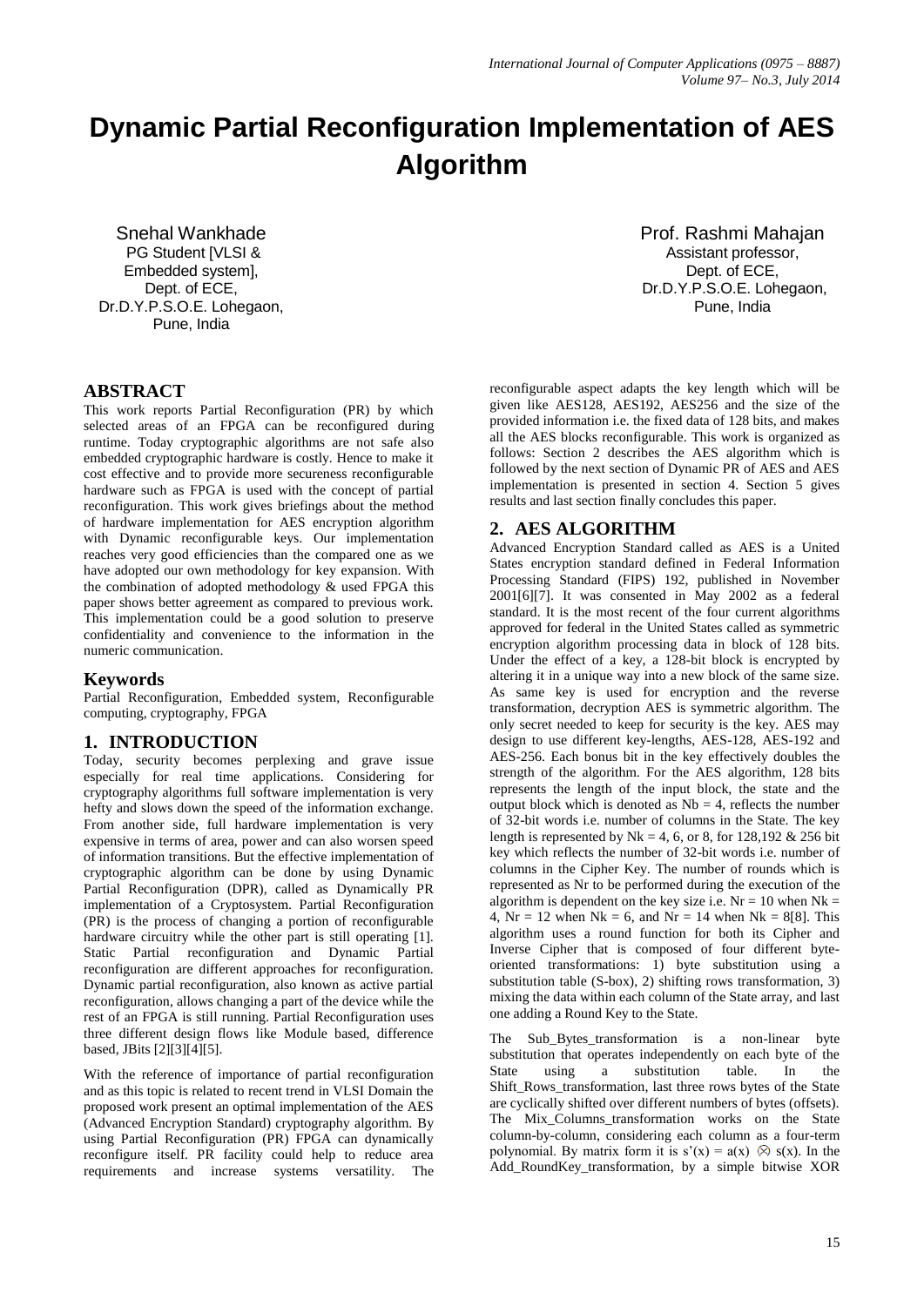# Dynamic Partial Reconfiguration Implementation of AES Algorithm

Snehal Wankhade
PG Student [VLSI & Embedded system],
Dept. of ECE,
Dr.D.Y.P.S.O.E. Lohegaon,
Pune, India

Prof. Rashmi Mahajan
Assistant professor,
Dept. of ECE,
Dr.D.Y.P.S.O.E. Lohegaon,
Pune, India

## ABSTRACT

This work reports Partial Reconfiguration (PR) by which selected areas of an FPGA can be reconfigured during runtime. Today cryptographic algorithms are not safe also embedded cryptographic hardware is costly. Hence to make it cost effective and to provide more secureness reconfigurable hardware such as FPGA is used with the concept of partial reconfiguration. This work gives briefings about the method of hardware implementation for AES encryption algorithm with Dynamic reconfigurable keys. Our implementation reaches very good efficiencies than the compared one as we have adopted our own methodology for key expansion. With the combination of adopted methodology & used FPGA this paper shows better agreement as compared to previous work. This implementation could be a good solution to preserve confidentiality and convenience to the information in the numeric communication.

### Keywords

Partial Reconfiguration, Embedded system, Reconfigurable computing, cryptography, FPGA

## 1. INTRODUCTION

Today, security becomes perplexing and grave issue especially for real time applications. Considering for cryptography algorithms full software implementation is very hefty and slows down the speed of the information exchange. From another side, full hardware implementation is very expensive in terms of area, power and can also worsen speed of information transitions. But the effective implementation of cryptographic algorithm can be done by using Dynamic Partial Reconfiguration (DPR), called as Dynamically PR implementation of a Cryptosystem. Partial Reconfiguration (PR) is the process of changing a portion of reconfigurable hardware circuitry while the other part is still operating [1]. Static Partial reconfiguration and Dynamic Partial reconfiguration are different approaches for reconfiguration. Dynamic partial reconfiguration, also known as active partial reconfiguration, allows changing a part of the device while the rest of an FPGA is still running. Partial Reconfiguration uses three different design flows like Module based, difference based, JBits [2][3][4][5].

With the reference of importance of partial reconfiguration and as this topic is related to recent trend in VLSI Domain the proposed work present an optimal implementation of the AES (Advanced Encryption Standard) cryptography algorithm. By using Partial Reconfiguration (PR) FPGA can dynamically reconfigure itself. PR facility could help to reduce area requirements and increase systems versatility. The reconfigurable aspect adapts the key length which will be given like AES128, AES192, AES256 and the size of the provided information i.e. the fixed data of 128 bits, and makes all the AES blocks reconfigurable. This work is organized as follows: Section 2 describes the AES algorithm which is followed by the next section of Dynamic PR of AES and AES implementation is presented in section 4. Section 5 gives results and last section finally concludes this paper.

## 2. AES ALGORITHM

Advanced Encryption Standard called as AES is a United States encryption standard defined in Federal Information Processing Standard (FIPS) 192, published in November 2001[6][7]. It was consented in May 2002 as a federal standard. It is the most recent of the four current algorithms approved for federal in the United States called as symmetric encryption algorithm processing data in block of 128 bits. Under the effect of a key, a 128-bit block is encrypted by altering it in a unique way into a new block of the same size. As same key is used for encryption and the reverse transformation, decryption AES is symmetric algorithm. The only secret needed to keep for security is the key. AES may design to use different key-lengths, AES-128, AES-192 and AES-256. Each bonus bit in the key effectively doubles the strength of the algorithm. For the AES algorithm, 128 bits represents the length of the input block, the state and the output block which is denoted as $Nb = 4$, reflects the number of 32-bit words i.e. number of columns in the State. The key length is represented by $Nk = 4, 6,$ or $8$, for 128,192 & 256 bit key which reflects the number of 32-bit words i.e. number of columns in the Cipher Key. The number of rounds which is represented as Nr to be performed during the execution of the algorithm is dependent on the key size i.e. $Nr = 10$ when $Nk = 4$, $Nr = 12$ when $Nk = 6$, and $Nr = 14$ when $Nk = 8$[8]. This algorithm uses a round function for both its Cipher and Inverse Cipher that is composed of four different byte-oriented transformations: 1) byte substitution using a substitution table (S-box), 2) shifting rows transformation, 3) mixing the data within each column of the State array, and last one adding a Round Key to the State.

The Sub_Bytes_transformation is a non-linear byte substitution that operates independently on each byte of the State using a substitution table. In the Shift_Rows_transformation, last three rows bytes of the State are cyclically shifted over different numbers of bytes (offsets). The Mix_Columns_transformation works on the State column-by-column, considering each column as a four-term polynomial. By matrix form it is $s'(x) = a(x) \otimes s(x)$. In the Add_RoundKey_transformation, by a simple bitwise XOR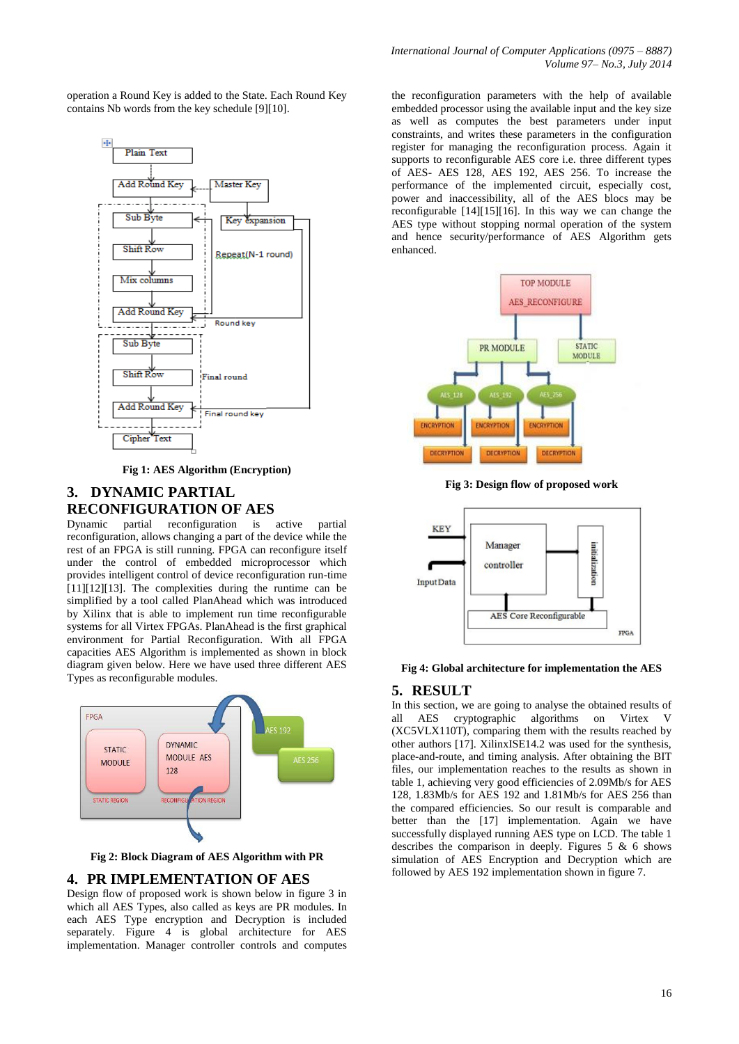operation a Round Key is added to the State. Each Round Key contains Nb words from the key schedule [9][10].

Fig 1: AES Algorithm (Encryption)

## 3. DYNAMIC PARTIAL RECONFIGURATION OF AES

Dynamic partial reconfiguration is active partial reconfiguration, allows changing a part of the device while the rest of an FPGA is still running. FPGA can reconfigure itself under the control of embedded microprocessor which provides intelligent control of device reconfiguration run-time [11][12][13]. The complexities during the runtime can be simplified by a tool called PlanAhead which was introduced by Xilinx that is able to implement run time reconfigurable systems for all Virtex FPGAs. PlanAhead is the first graphical environment for Partial Reconfiguration. With all FPGA capacities AES Algorithm is implemented as shown in block diagram given below. Here we have used three different AES Types as reconfigurable modules.

Fig 2: Block Diagram of AES Algorithm with PR

## 4. PR IMPLEMENTATION OF AES

Design flow of proposed work is shown below in figure 3 in which all AES Types, also called as keys are PR modules. In each AES Type encryption and Decryption is included separately. Figure 4 is global architecture for AES implementation. Manager controller controls and computes the reconfiguration parameters with the help of available embedded processor using the available input and the key size as well as computes the best parameters under input constraints, and writes these parameters in the configuration register for managing the reconfiguration process. Again it supports to reconfigurable AES core i.e. three different types of AES- AES 128, AES 192, AES 256. To increase the performance of the implemented circuit, especially cost, power and inaccessibility, all of the AES blocs may be reconfigurable [14][15][16]. In this way we can change the AES type without stopping normal operation of the system and hence security/performance of AES Algorithm gets enhanced.

Fig 3: Design flow of proposed work

Fig 4: Global architecture for implementation the AES

## 5. RESULT

In this section, we are going to analyse the obtained results of all AES cryptographic algorithms on Virtex V (XC5VLX110T), comparing them with the results reached by other authors [17]. XilinxISE14.2 was used for the synthesis, place-and-route, and timing analysis. After obtaining the BIT files, our implementation reaches to the results as shown in table 1, achieving very good efficiencies of 2.09Mb/s for AES 128, 1.83Mb/s for AES 192 and 1.81Mb/s for AES 256 than the compared efficiencies. So our result is comparable and better than the [17] implementation. Again we have successfully displayed running AES type on LCD. The table 1 describes the comparison in deeply. Figures 5 & 6 shows simulation of AES Encryption and Decryption which are followed by AES 192 implementation shown in figure 7.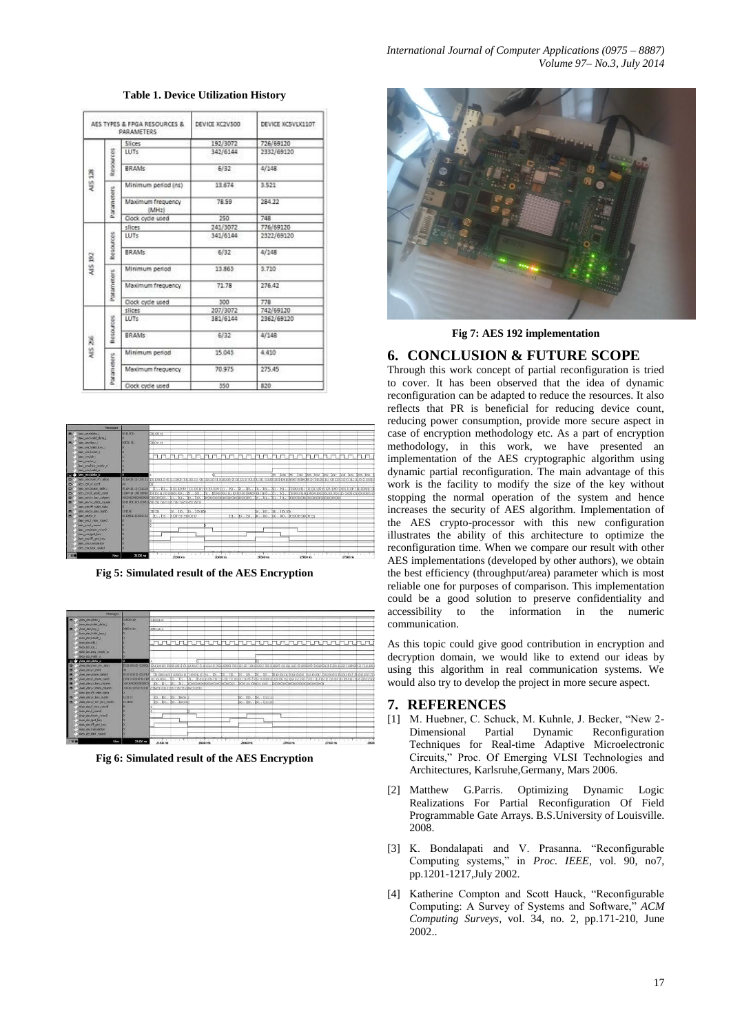**Table 1. Device Utilization History**

| AES TYPES & FPGA RESOURCES & PARAMETERS | | | DEVICE XC2V500 | DEVICE XC5VLX110T |
|---|---|---|---|---|
| AES 128 | Resources | Slices | 192/3072 | 726/69120 |
| | | LUTs | 342/6144 | 2332/69120 |
| | | BRAMs | 6/32 | 4/148 |
| | Parameters | Minimum period (ns) | 13.674 | 3.521 |
| | | Maximum frequency (MHz) | 78.59 | 284.22 |
| | | Clock cycle used | 250 | 748 |
| AES 192 | Resources | slices | 241/3072 | 776/69120 |
| | | LUTs | 341/6144 | 2322/69120 |
| | | BRAMs | 6/32 | 4/148 |
| | Parameters | Minimum period | 13.863 | 3.710 |
| | | Maximum frequency | 71.78 | 276.42 |
| | | Clock cycle used | 300 | 778 |
| AES 256 | Resources | slices | 207/3072 | 742/69120 |
| | | LUTs | 381/6144 | 2362/69120 |
| | | BRAMs | 6/32 | 4/148 |
| | Parameters | Minimum period | 15.043 | 4.410 |
| | | Maximum frequency | 70.975 | 275.45 |
| | | Clock cycle used | 350 | 820 |

**Fig 5: Simulated result of the AES Encryption**

**Fig 6: Simulated result of the AES Encryption**

**Fig 7: AES 192 implementation**

## 6. CONCLUSION & FUTURE SCOPE

Through this work concept of partial reconfiguration is tried to cover. It has been observed that the idea of dynamic reconfiguration can be adapted to reduce the resources. It also reflects that PR is beneficial for reducing device count, reducing power consumption, provide more secure aspect in case of encryption methodology etc. As a part of encryption methodology, in this work, we have presented an implementation of the AES cryptographic algorithm using dynamic partial reconfiguration. The main advantage of this work is the facility to modify the size of the key without stopping the normal operation of the system and hence increases the security of AES algorithm. Implementation of the AES crypto-processor with this new configuration illustrates the ability of this architecture to optimize the reconfiguration time. When we compare our result with other AES implementations (developed by other authors), we obtain the best efficiency (throughput/area) parameter which is most reliable one for purposes of comparison. This implementation could be a good solution to preserve confidentiality and accessibility to the information in the numeric communication.

As this topic could give good contribution in encryption and decryption domain, we would like to extend our ideas by using this algorithm in real communication systems. We would also try to develop the project in more secure aspect.

## 7. REFERENCES

[1] M. Huebner, C. Schuck, M. Kuhnle, J. Becker, "New 2-Dimensional Partial Dynamic Reconfiguration Techniques for Real-time Adaptive Microelectronic Circuits," Proc. Of Emerging VLSI Technologies and Architectures, Karlsruhe,Germany, Mars 2006.

[2] Matthew G.Parris. Optimizing Dynamic Logic Realizations For Partial Reconfiguration Of Field Programmable Gate Arrays. B.S.University of Louisville. 2008.

[3] K. Bondalapati and V. Prasanna. "Reconfigurable Computing systems," in *Proc. IEEE*, vol. 90, no7, pp.1201-1217,July 2002.

[4] Katherine Compton and Scott Hauck, "Reconfigurable Computing: A Survey of Systems and Software," *ACM Computing Surveys*, vol. 34, no. 2, pp.171-210, June 2002..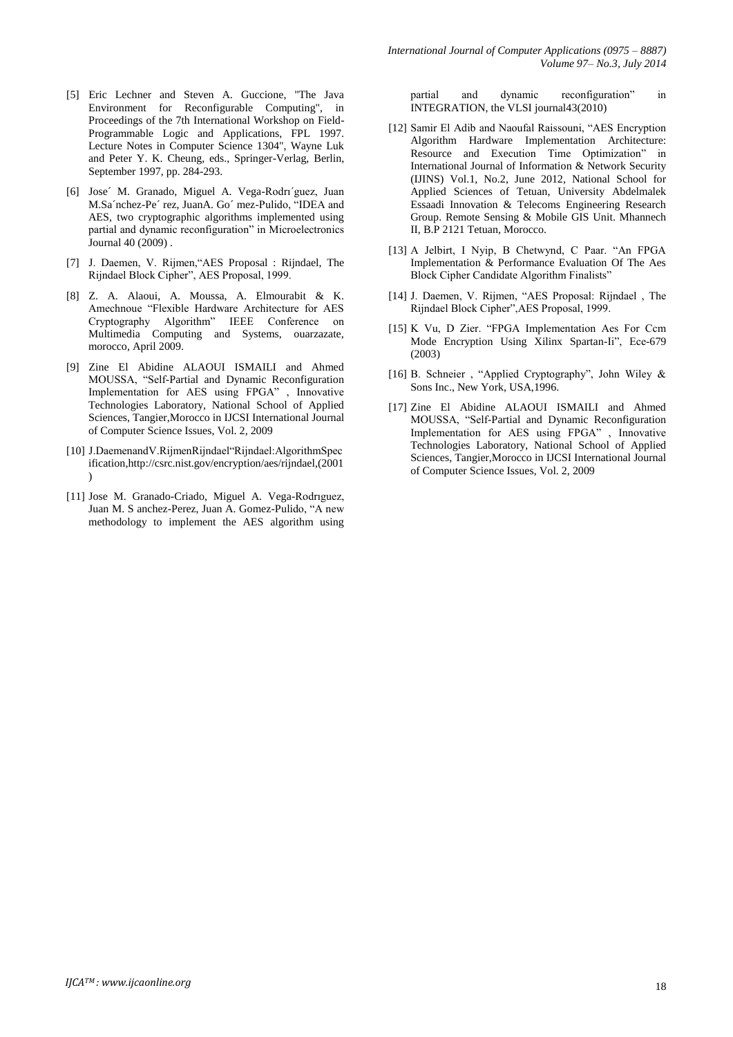[5] Eric Lechner and Steven A. Guccione, "The Java Environment for Reconfigurable Computing", in Proceedings of the 7th International Workshop on Field-Programmable Logic and Applications, FPL 1997. Lecture Notes in Computer Science 1304", Wayne Luk and Peter Y. K. Cheung, eds., Springer-Verlag, Berlin, September 1997, pp. 284-293.

[6] Jose´ M. Granado, Miguel A. Vega-Rodrı´guez, Juan M.Sa´nchez-Pe´ rez, JuanA. Go´ mez-Pulido, "IDEA and AES, two cryptographic algorithms implemented using partial and dynamic reconfiguration" in Microelectronics Journal 40 (2009) .

[7] J. Daemen, V. Rijmen,"AES Proposal : Rijndael, The Rijndael Block Cipher", AES Proposal, 1999.

[8] Z. A. Alaoui, A. Moussa, A. Elmourabit & K. Amechnoue "Flexible Hardware Architecture for AES Cryptography Algorithm" IEEE Conference on Multimedia Computing and Systems, ouarzazate, morocco, April 2009.

[9] Zine El Abidine ALAOUI ISMAILI and Ahmed MOUSSA, "Self-Partial and Dynamic Reconfiguration Implementation for AES using FPGA" , Innovative Technologies Laboratory, National School of Applied Sciences, Tangier,Morocco in IJCSI International Journal of Computer Science Issues, Vol. 2, 2009

[10] J.DaemenandV.RijmenRijndael"Rijndael:AlgorithmSpecification,http://csrc.nist.gov/encryption/aes/rijndael,(2001)

[11] Jose M. Granado-Criado, Miguel A. Vega-Rodrıguez, Juan M. S anchez-Perez, Juan A. Gomez-Pulido, "A new methodology to implement the AES algorithm using partial and dynamic reconfiguration" in INTEGRATION, the VLSI journal43(2010)

[12] Samir El Adib and Naoufal Raissouni, "AES Encryption Algorithm Hardware Implementation Architecture: Resource and Execution Time Optimization" in International Journal of Information & Network Security (IJINS) Vol.1, No.2, June 2012, National School for Applied Sciences of Tetuan, University Abdelmalek Essaadi Innovation & Telecoms Engineering Research Group. Remote Sensing & Mobile GIS Unit. Mhannech II, B.P 2121 Tetuan, Morocco.

[13] A Jelbirt, I Nyip, B Chetwynd, C Paar. "An FPGA Implementation & Performance Evaluation Of The Aes Block Cipher Candidate Algorithm Finalists"

[14] J. Daemen, V. Rijmen, "AES Proposal: Rijndael , The Rijndael Block Cipher",AES Proposal, 1999.

[15] K Vu, D Zier. "FPGA Implementation Aes For Ccm Mode Encryption Using Xilinx Spartan-Ii", Ece-679 (2003)

[16] B. Schneier , "Applied Cryptography", John Wiley & Sons Inc., New York, USA,1996.

[17] Zine El Abidine ALAOUI ISMAILI and Ahmed MOUSSA, "Self-Partial and Dynamic Reconfiguration Implementation for AES using FPGA" , Innovative Technologies Laboratory, National School of Applied Sciences, Tangier,Morocco in IJCSI International Journal of Computer Science Issues, Vol. 2, 2009